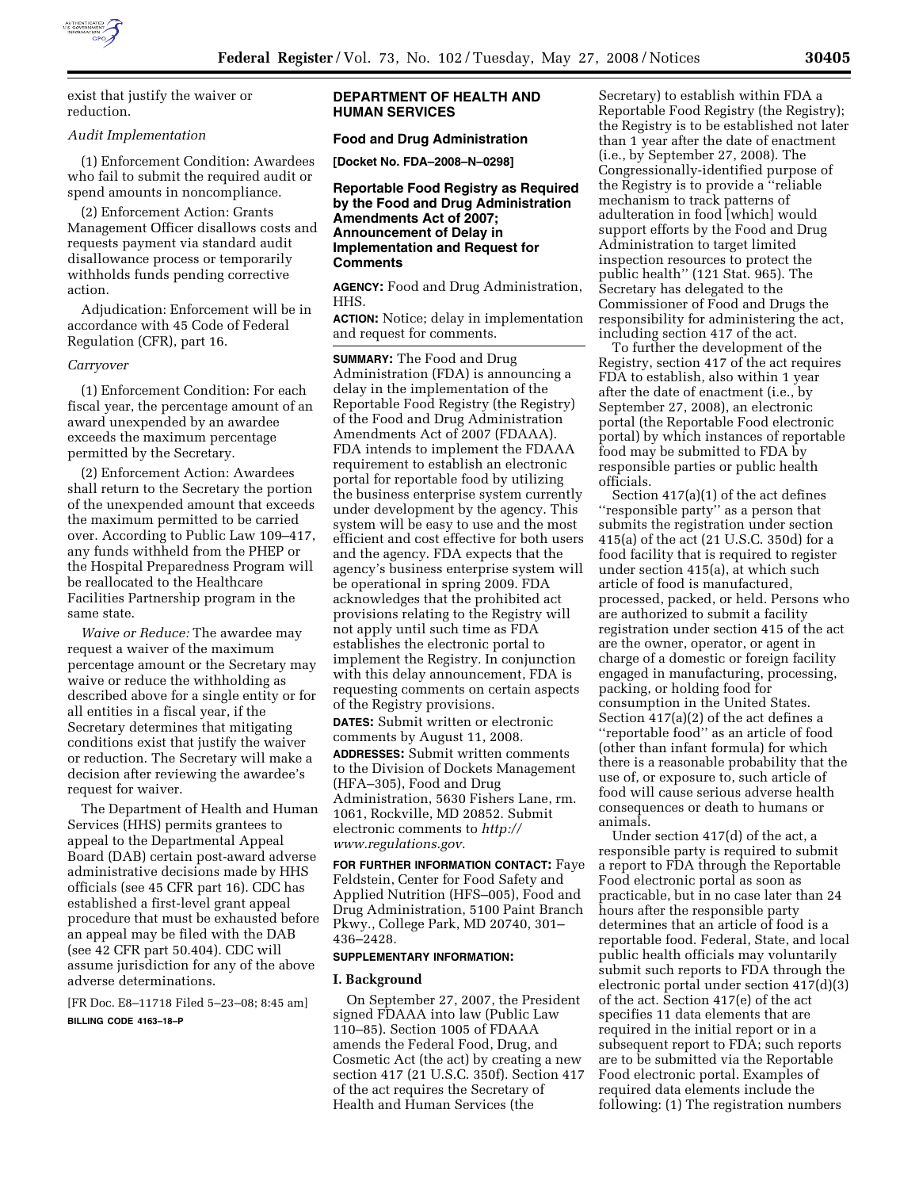exist that justify the waiver or reduction.

*Audit Implementation*

(1) Enforcement Condition: Awardees who fail to submit the required audit or spend amounts in noncompliance.

(2) Enforcement Action: Grants Management Officer disallows costs and requests payment via standard audit disallowance process or temporarily withholds funds pending corrective action.

Adjudication: Enforcement will be in accordance with 45 Code of Federal Regulation (CFR), part 16.

*Carryover*

(1) Enforcement Condition: For each fiscal year, the percentage amount of an award unexpended by an awardee exceeds the maximum percentage permitted by the Secretary.

(2) Enforcement Action: Awardees shall return to the Secretary the portion of the unexpended amount that exceeds the maximum permitted to be carried over. According to Public Law 109–417, any funds withheld from the PHEP or the Hospital Preparedness Program will be reallocated to the Healthcare Facilities Partnership program in the same state.

*Waive or Reduce:* The awardee may request a waiver of the maximum percentage amount or the Secretary may waive or reduce the withholding as described above for a single entity or for all entities in a fiscal year, if the Secretary determines that mitigating conditions exist that justify the waiver or reduction. The Secretary will make a decision after reviewing the awardee's request for waiver.

The Department of Health and Human Services (HHS) permits grantees to appeal to the Departmental Appeal Board (DAB) certain post-award adverse administrative decisions made by HHS officials (see 45 CFR part 16). CDC has established a first-level grant appeal procedure that must be exhausted before an appeal may be filed with the DAB (see 42 CFR part 50.404). CDC will assume jurisdiction for any of the above adverse determinations.

[FR Doc. E8–11718 Filed 5–23–08; 8:45 am]

**BILLING CODE 4163–18–P**

## DEPARTMENT OF HEALTH AND HUMAN SERVICES

### Food and Drug Administration

**[Docket No. FDA–2008–N–0298]**

### Reportable Food Registry as Required by the Food and Drug Administration Amendments Act of 2007; Announcement of Delay in Implementation and Request for Comments

**AGENCY:** Food and Drug Administration, HHS.

**ACTION:** Notice; delay in implementation and request for comments.

**SUMMARY:** The Food and Drug Administration (FDA) is announcing a delay in the implementation of the Reportable Food Registry (the Registry) of the Food and Drug Administration Amendments Act of 2007 (FDAAA). FDA intends to implement the FDAAA requirement to establish an electronic portal for reportable food by utilizing the business enterprise system currently under development by the agency. This system will be easy to use and the most efficient and cost effective for both users and the agency. FDA expects that the agency's business enterprise system will be operational in spring 2009. FDA acknowledges that the prohibited act provisions relating to the Registry will not apply until such time as FDA establishes the electronic portal to implement the Registry. In conjunction with this delay announcement, FDA is requesting comments on certain aspects of the Registry provisions.

**DATES:** Submit written or electronic comments by August 11, 2008.

**ADDRESSES:** Submit written comments to the Division of Dockets Management (HFA–305), Food and Drug Administration, 5630 Fishers Lane, rm. 1061, Rockville, MD 20852. Submit electronic comments to *http://www.regulations.gov*.

**FOR FURTHER INFORMATION CONTACT:** Faye Feldstein, Center for Food Safety and Applied Nutrition (HFS–005), Food and Drug Administration, 5100 Paint Branch Pkwy., College Park, MD 20740, 301–436–2428.

**SUPPLEMENTARY INFORMATION:**

**I. Background**

On September 27, 2007, the President signed FDAAA into law (Public Law 110–85). Section 1005 of FDAAA amends the Federal Food, Drug, and Cosmetic Act (the act) by creating a new section 417 (21 U.S.C. 350f). Section 417 of the act requires the Secretary of Health and Human Services (the Secretary) to establish within FDA a Reportable Food Registry (the Registry); the Registry is to be established not later than 1 year after the date of enactment (i.e., by September 27, 2008). The Congressionally-identified purpose of the Registry is to provide a ''reliable mechanism to track patterns of adulteration in food [which] would support efforts by the Food and Drug Administration to target limited inspection resources to protect the public health'' (121 Stat. 965). The Secretary has delegated to the Commissioner of Food and Drugs the responsibility for administering the act, including section 417 of the act.

To further the development of the Registry, section 417 of the act requires FDA to establish, also within 1 year after the date of enactment (i.e., by September 27, 2008), an electronic portal (the Reportable Food electronic portal) by which instances of reportable food may be submitted to FDA by responsible parties or public health officials.

Section 417(a)(1) of the act defines ''responsible party'' as a person that submits the registration under section 415(a) of the act (21 U.S.C. 350d) for a food facility that is required to register under section 415(a), at which such article of food is manufactured, processed, packed, or held. Persons who are authorized to submit a facility registration under section 415 of the act are the owner, operator, or agent in charge of a domestic or foreign facility engaged in manufacturing, processing, packing, or holding food for consumption in the United States. Section 417(a)(2) of the act defines a ''reportable food'' as an article of food (other than infant formula) for which there is a reasonable probability that the use of, or exposure to, such article of food will cause serious adverse health consequences or death to humans or animals.

Under section 417(d) of the act, a responsible party is required to submit a report to FDA through the Reportable Food electronic portal as soon as practicable, but in no case later than 24 hours after the responsible party determines that an article of food is a reportable food. Federal, State, and local public health officials may voluntarily submit such reports to FDA through the electronic portal under section 417(d)(3) of the act. Section 417(e) of the act specifies 11 data elements that are required in the initial report or in a subsequent report to FDA; such reports are to be submitted via the Reportable Food electronic portal. Examples of required data elements include the following: (1) The registration numbers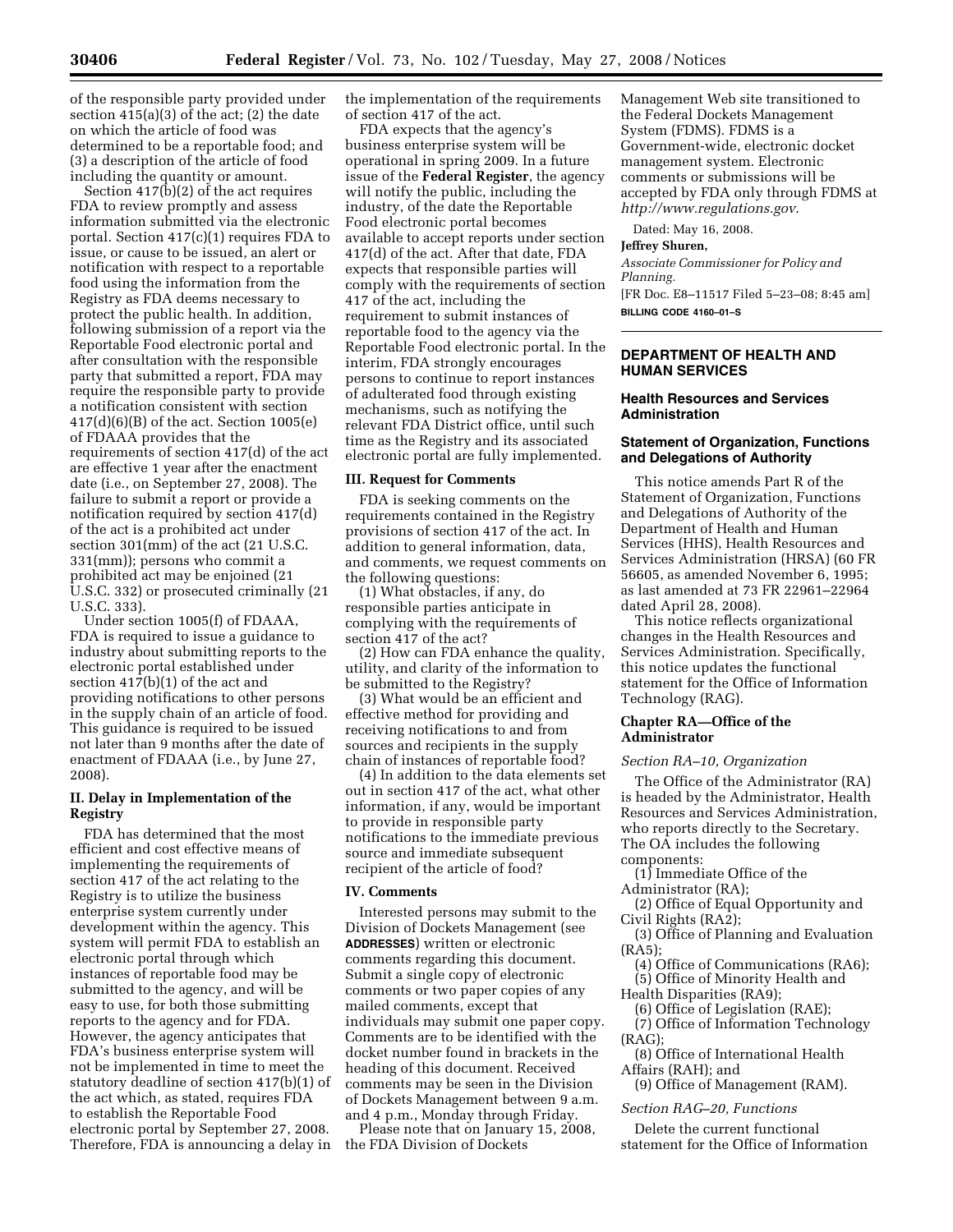of the responsible party provided under section 415(a)(3) of the act; (2) the date on which the article of food was determined to be a reportable food; and (3) a description of the article of food including the quantity or amount.

Section 417(b)(2) of the act requires FDA to review promptly and assess information submitted via the electronic portal. Section 417(c)(1) requires FDA to issue, or cause to be issued, an alert or notification with respect to a reportable food using the information from the Registry as FDA deems necessary to protect the public health. In addition, following submission of a report via the Reportable Food electronic portal and after consultation with the responsible party that submitted a report, FDA may require the responsible party to provide a notification consistent with section 417(d)(6)(B) of the act. Section 1005(e) of FDAAA provides that the requirements of section 417(d) of the act are effective 1 year after the enactment date (i.e., on September 27, 2008). The failure to submit a report or provide a notification required by section 417(d) of the act is a prohibited act under section 301(mm) of the act (21 U.S.C. 331(mm)); persons who commit a prohibited act may be enjoined (21 U.S.C. 332) or prosecuted criminally (21 U.S.C. 333).

Under section 1005(f) of FDAAA, FDA is required to issue a guidance to industry about submitting reports to the electronic portal established under section 417(b)(1) of the act and providing notifications to other persons in the supply chain of an article of food. This guidance is required to be issued not later than 9 months after the date of enactment of FDAAA (i.e., by June 27, 2008).

## II. Delay in Implementation of the Registry

FDA has determined that the most efficient and cost effective means of implementing the requirements of section 417 of the act relating to the Registry is to utilize the business enterprise system currently under development within the agency. This system will permit FDA to establish an electronic portal through which instances of reportable food may be submitted to the agency, and will be easy to use, for both those submitting reports to the agency and for FDA. However, the agency anticipates that FDA's business enterprise system will not be implemented in time to meet the statutory deadline of section 417(b)(1) of the act which, as stated, requires FDA to establish the Reportable Food electronic portal by September 27, 2008. Therefore, FDA is announcing a delay in the implementation of the requirements of section 417 of the act.

FDA expects that the agency's business enterprise system will be operational in spring 2009. In a future issue of the **Federal Register**, the agency will notify the public, including the industry, of the date the Reportable Food electronic portal becomes available to accept reports under section 417(d) of the act. After that date, FDA expects that responsible parties will comply with the requirements of section 417 of the act, including the requirement to submit instances of reportable food to the agency via the Reportable Food electronic portal. In the interim, FDA strongly encourages persons to continue to report instances of adulterated food through existing mechanisms, such as notifying the relevant FDA District office, until such time as the Registry and its associated electronic portal are fully implemented.

## III. Request for Comments

FDA is seeking comments on the requirements contained in the Registry provisions of section 417 of the act. In addition to general information, data, and comments, we request comments on the following questions:

(1) What obstacles, if any, do responsible parties anticipate in complying with the requirements of section 417 of the act?

(2) How can FDA enhance the quality, utility, and clarity of the information to be submitted to the Registry?

(3) What would be an efficient and effective method for providing and receiving notifications to and from sources and recipients in the supply chain of instances of reportable food?

(4) In addition to the data elements set out in section 417 of the act, what other information, if any, would be important to provide in responsible party notifications to the immediate previous source and immediate subsequent recipient of the article of food?

## IV. Comments

Interested persons may submit to the Division of Dockets Management (see **ADDRESSES**) written or electronic comments regarding this document. Submit a single copy of electronic comments or two paper copies of any mailed comments, except that individuals may submit one paper copy. Comments are to be identified with the docket number found in brackets in the heading of this document. Received comments may be seen in the Division of Dockets Management between 9 a.m. and 4 p.m., Monday through Friday.

Please note that on January 15, 2008, the FDA Division of Dockets Management Web site transitioned to the Federal Dockets Management System (FDMS). FDMS is a Government-wide, electronic docket management system. Electronic comments or submissions will be accepted by FDA only through FDMS at *http://www.regulations.gov*.

Dated: May 16, 2008.

**Jeffrey Shuren,**

*Associate Commissioner for Policy and Planning.*

[FR Doc. E8–11517 Filed 5–23–08; 8:45 am]

**BILLING CODE 4160–01–S**

# DEPARTMENT OF HEALTH AND HUMAN SERVICES

## Health Resources and Services Administration

## Statement of Organization, Functions and Delegations of Authority

This notice amends Part R of the Statement of Organization, Functions and Delegations of Authority of the Department of Health and Human Services (HHS), Health Resources and Services Administration (HRSA) (60 FR 56605, as amended November 6, 1995; as last amended at 73 FR 22961–22964 dated April 28, 2008).

This notice reflects organizational changes in the Health Resources and Services Administration. Specifically, this notice updates the functional statement for the Office of Information Technology (RAG).

### Chapter RA—Office of the Administrator

*Section RA–10, Organization*

The Office of the Administrator (RA) is headed by the Administrator, Health Resources and Services Administration, who reports directly to the Secretary. The OA includes the following components:

(1) Immediate Office of the Administrator (RA);

(2) Office of Equal Opportunity and Civil Rights (RA2);

(3) Office of Planning and Evaluation (RA5);

(4) Office of Communications (RA6);

(5) Office of Minority Health and Health Disparities (RA9);

(6) Office of Legislation (RAE);

(7) Office of Information Technology (RAG);

(8) Office of International Health Affairs (RAH); and

(9) Office of Management (RAM).

*Section RAG–20, Functions*

Delete the current functional statement for the Office of Information